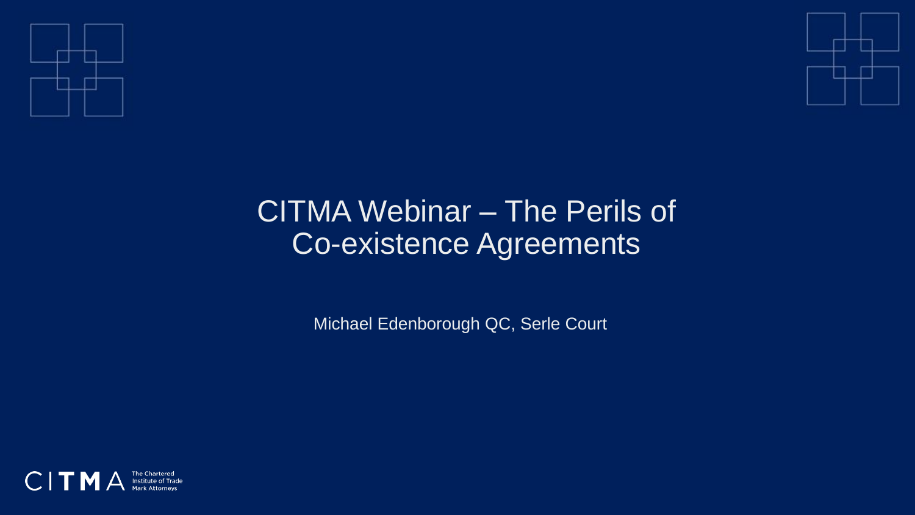# CITMA Webinar – The Perils of Co-existence Agreements

Michael Edenborough QC, Serle Court

CITMA The Chartered Institute of Trade Mark Attorneys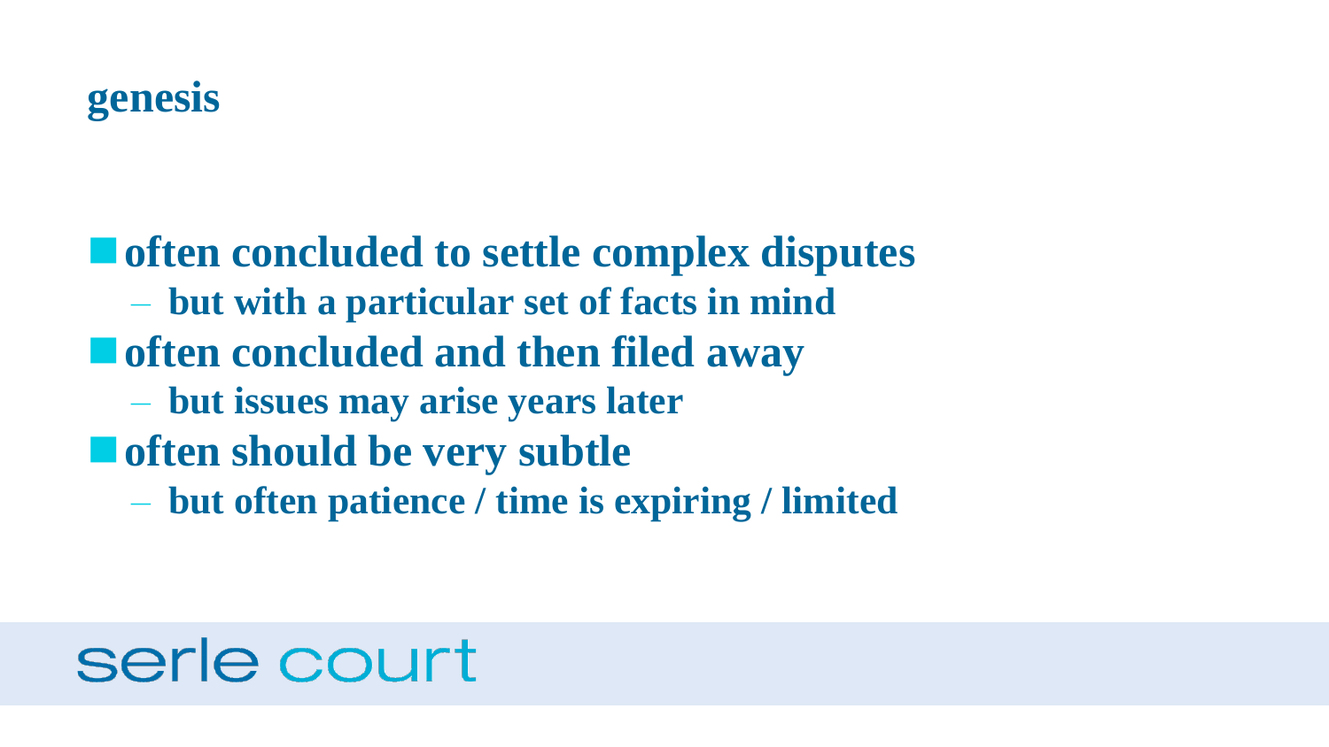## genesis

- **often concluded to settle complex disputes**
  - **but with a particular set of facts in mind**
- **often concluded and then filed away**
  - **but issues may arise years later**
- **often should be very subtle**
  - **but often patience / time is expiring / limited**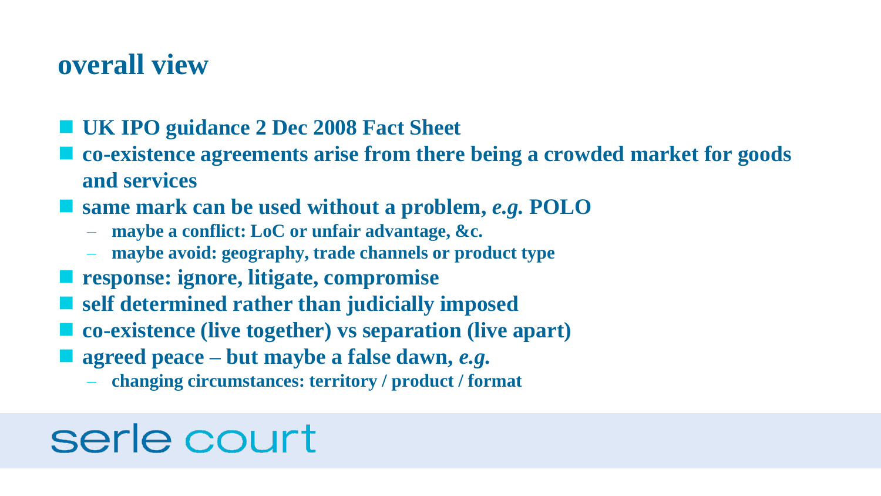# overall view

- **UK IPO guidance 2 Dec 2008 Fact Sheet**
- **co-existence agreements arise from there being a crowded market for goods and services**
- **same mark can be used without a problem, *e.g.* POLO**
  - **maybe a conflict: LoC or unfair advantage, &c.**
  - **maybe avoid: geography, trade channels or product type**
- **response: ignore, litigate, compromise**
- **self determined rather than judicially imposed**
- **co-existence (live together) vs separation (live apart)**
- **agreed peace – but maybe a false dawn, *e.g.***
  - **changing circumstances: territory / product / format**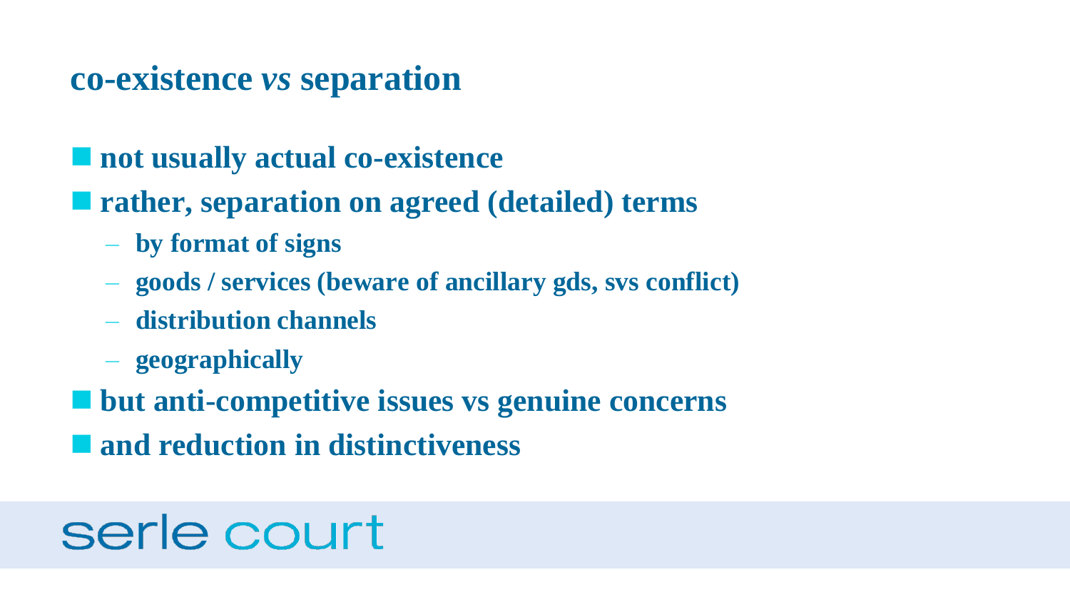## co-existence *vs* separation

- **not usually actual co-existence**
- **rather, separation on agreed (detailed) terms**
  - **by format of signs**
  - **goods / services (beware of ancillary gds, svs conflict)**
  - **distribution channels**
  - **geographically**
- **but anti-competitive issues vs genuine concerns**
- **and reduction in distinctiveness**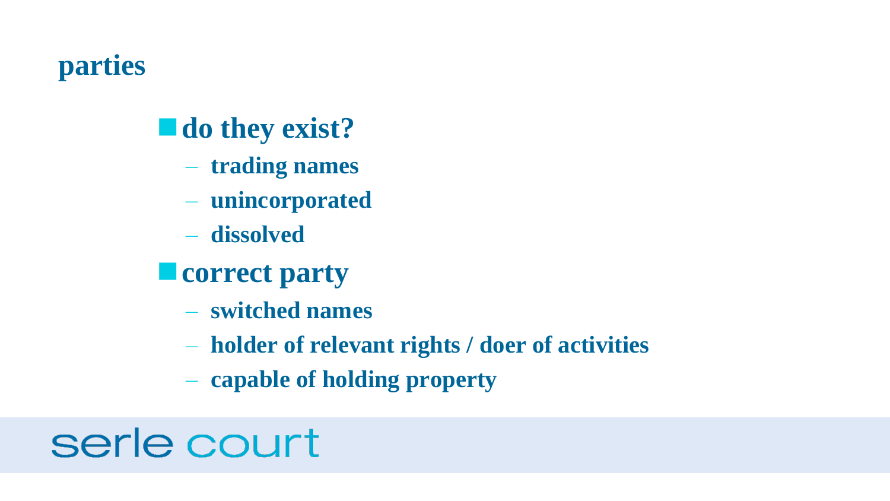# parties

- **do they exist?**
  - trading names
  - unincorporated
  - dissolved
- **correct party**
  - switched names
  - holder of relevant rights / doer of activities
  - capable of holding property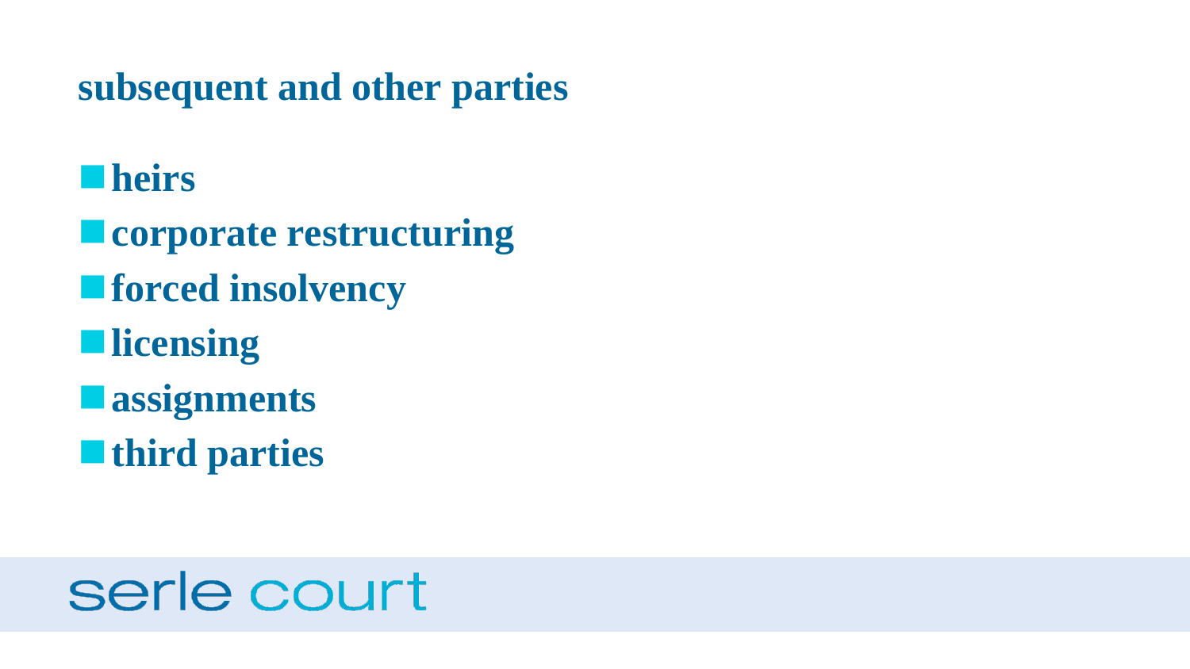## subsequent and other parties

- heirs
- corporate restructuring
- forced insolvency
- licensing
- assignments
- third parties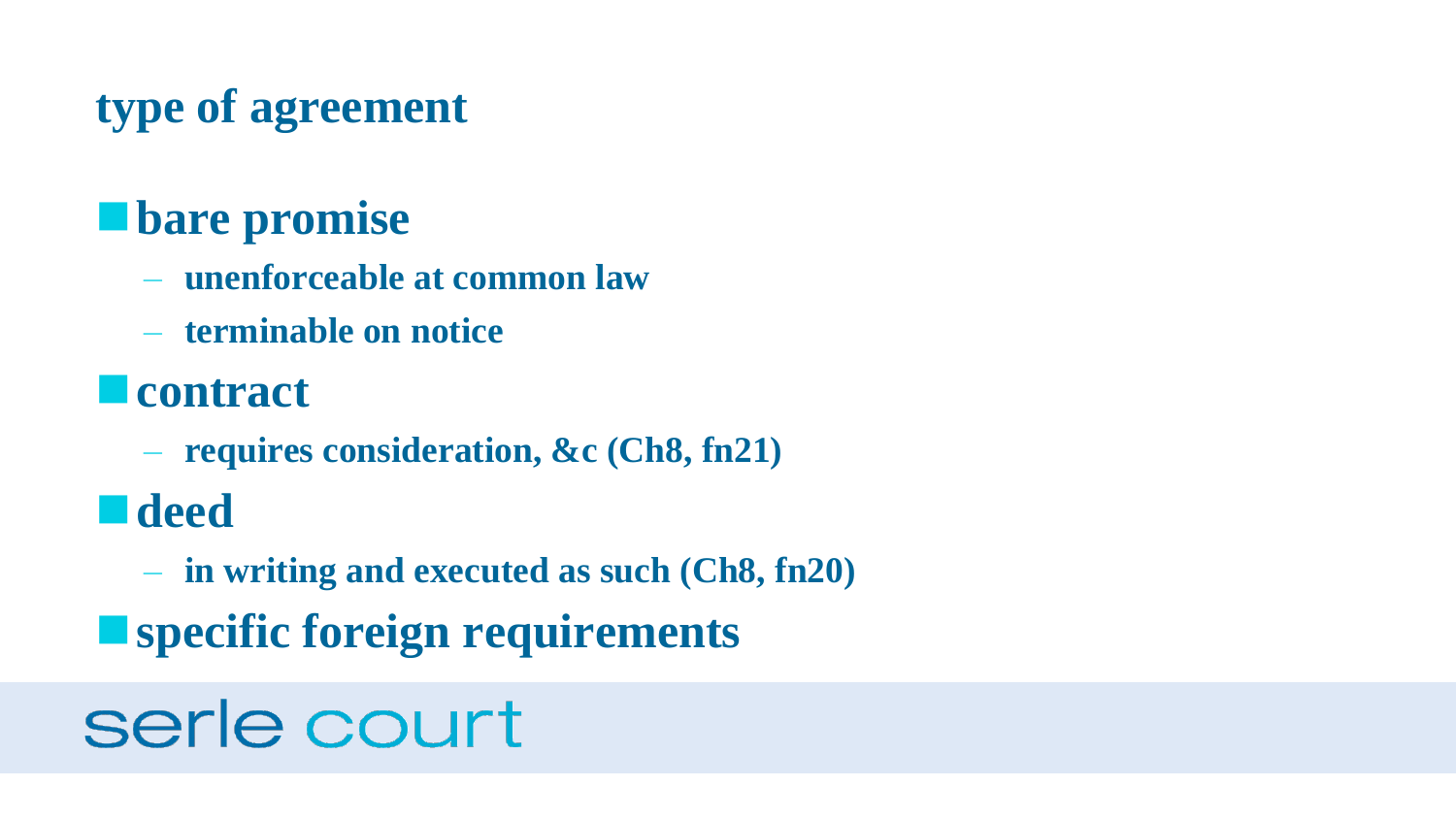# type of agreement

- **bare promise**
  - unenforceable at common law
  - terminable on notice
- **contract**
  - requires consideration, &c (Ch8, fn21)
- **deed**
  - in writing and executed as such (Ch8, fn20)
- **specific foreign requirements**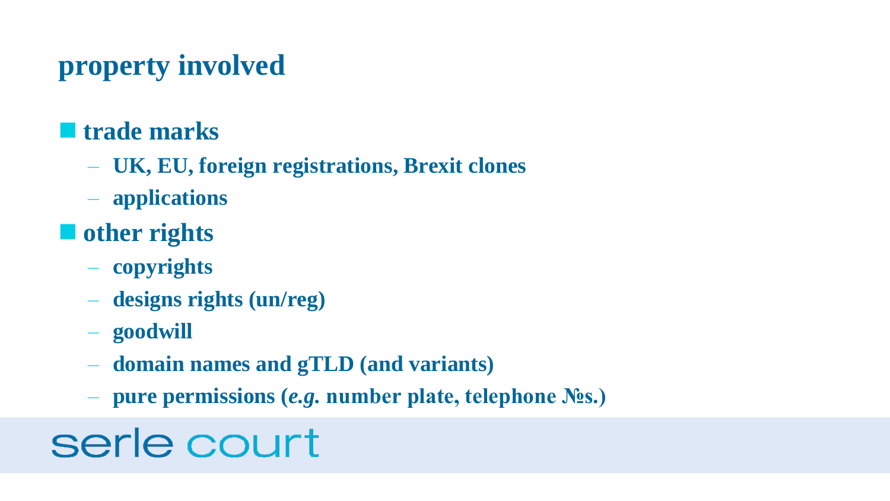# property involved

- **trade marks**
  - **UK, EU, foreign registrations, Brexit clones**
  - **applications**
- **other rights**
  - **copyrights**
  - **designs rights (un/reg)**
  - **goodwill**
  - **domain names and gTLD (and variants)**
  - **pure permissions (*e.g.* number plate, telephone №s.)**

serle court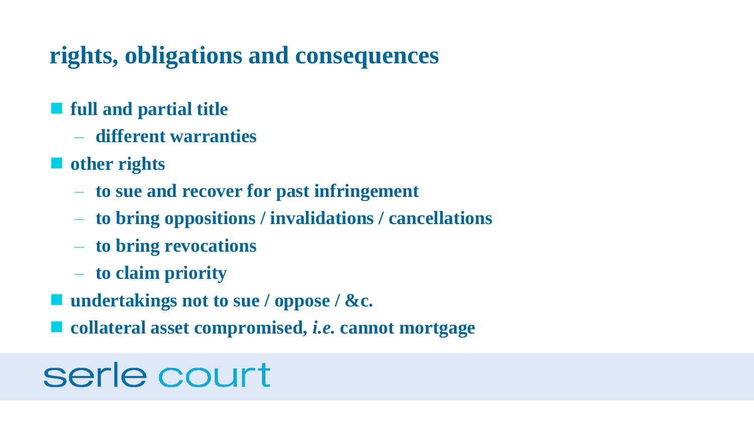## rights, obligations and consequences

- **full and partial title**
  - **different warranties**
- **other rights**
  - **to sue and recover for past infringement**
  - **to bring oppositions / invalidations / cancellations**
  - **to bring revocations**
  - **to claim priority**
- **undertakings not to sue / oppose / &c.**
- **collateral asset compromised, *i.e.* cannot mortgage**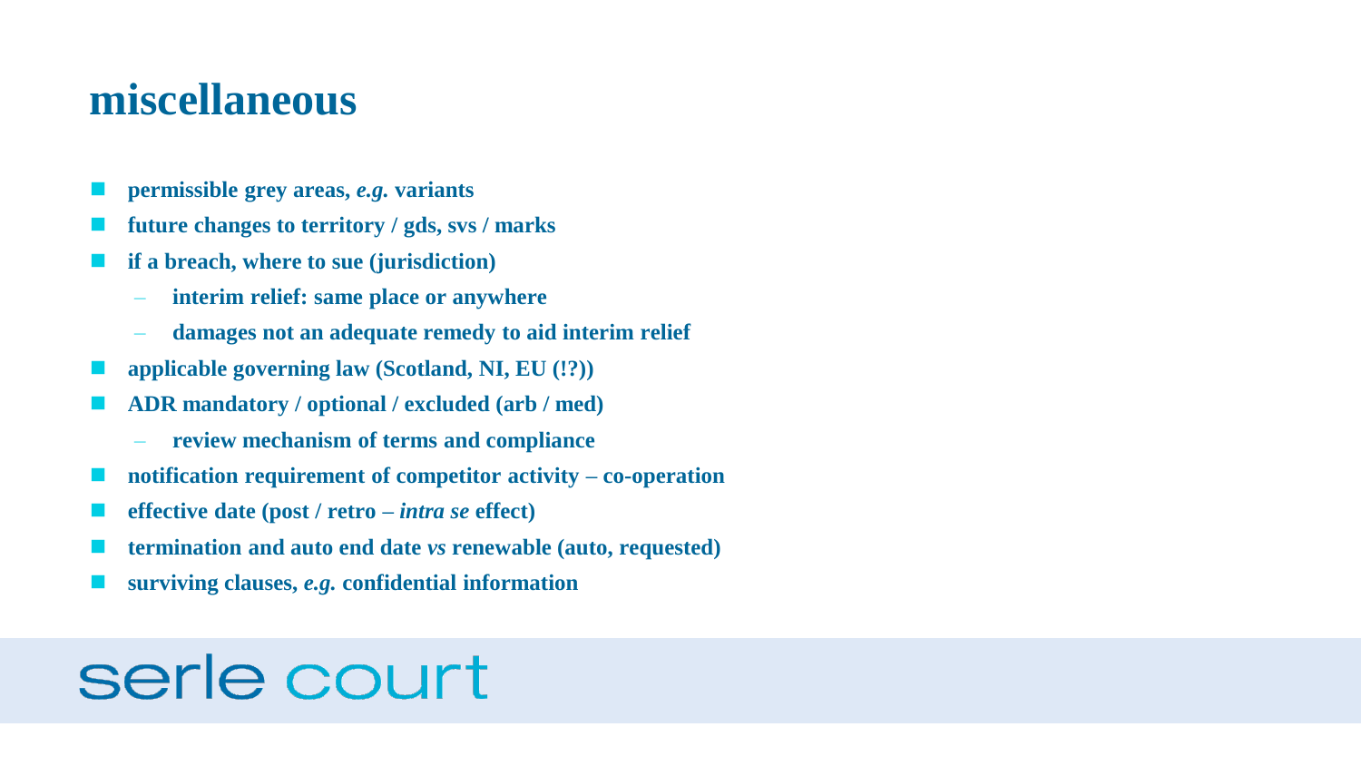# miscellaneous

- **permissible grey areas, *e.g.* variants**
- **future changes to territory / gds, svs / marks**
- **if a breach, where to sue (jurisdiction)**
  - **interim relief: same place or anywhere**
  - **damages not an adequate remedy to aid interim relief**
- **applicable governing law (Scotland, NI, EU (!?))**
- **ADR mandatory / optional / excluded (arb / med)**
  - **review mechanism of terms and compliance**
- **notification requirement of competitor activity – co-operation**
- **effective date (post / retro – *intra se* effect)**
- **termination and auto end date *vs* renewable (auto, requested)**
- **surviving clauses, *e.g.* confidential information**

serle court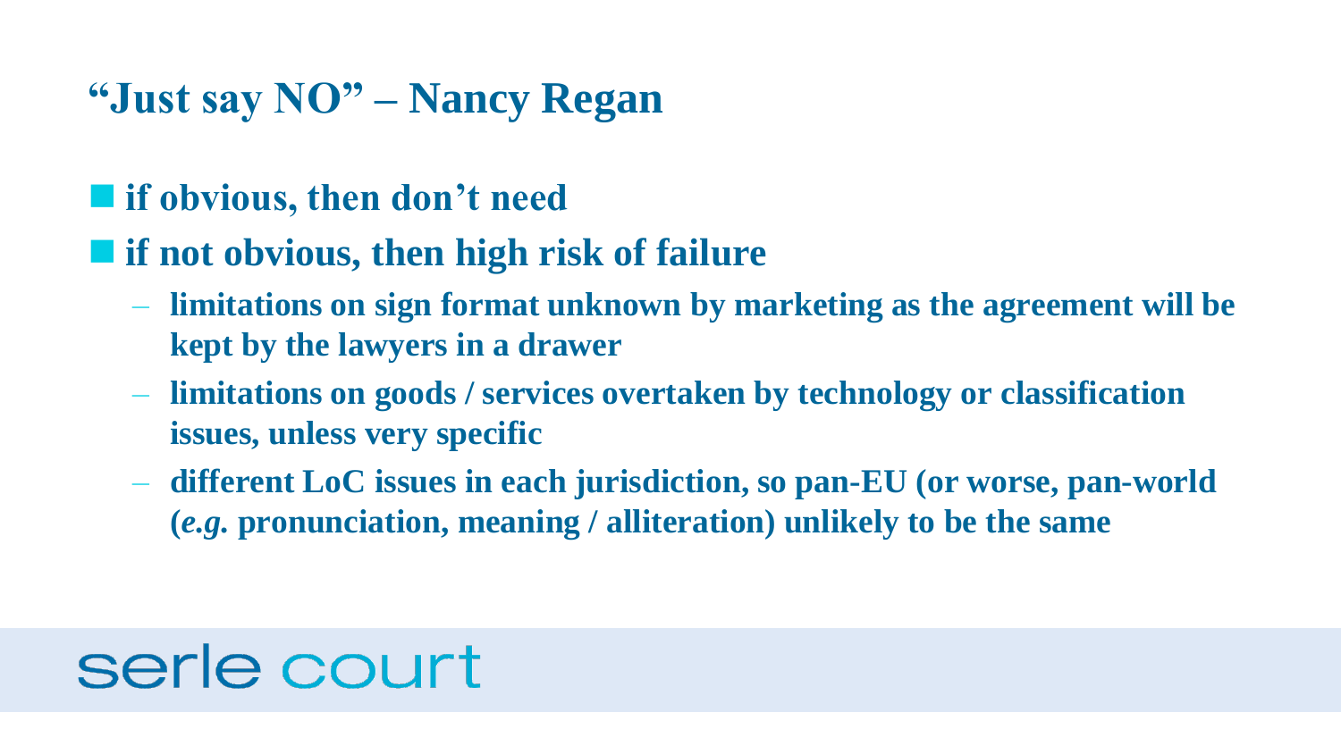# "Just say NO" – Nancy Regan

- **if obvious, then don't need**
- **if not obvious, then high risk of failure**
  - **limitations on sign format unknown by marketing as the agreement will be kept by the lawyers in a drawer**
  - **limitations on goods / services overtaken by technology or classification issues, unless very specific**
  - **different LoC issues in each jurisdiction, so pan-EU (or worse, pan-world (*e.g.* pronunciation, meaning / alliteration) unlikely to be the same**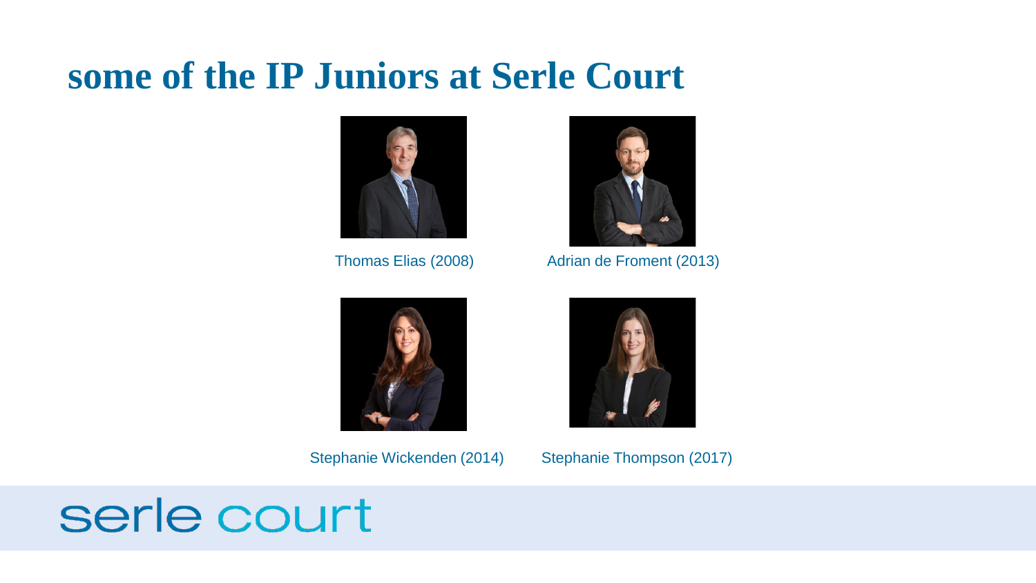# some of the IP Juniors at Serle Court

Thomas Elias (2008)

Adrian de Froment (2013)

Stephanie Wickenden (2014)

Stephanie Thompson (2017)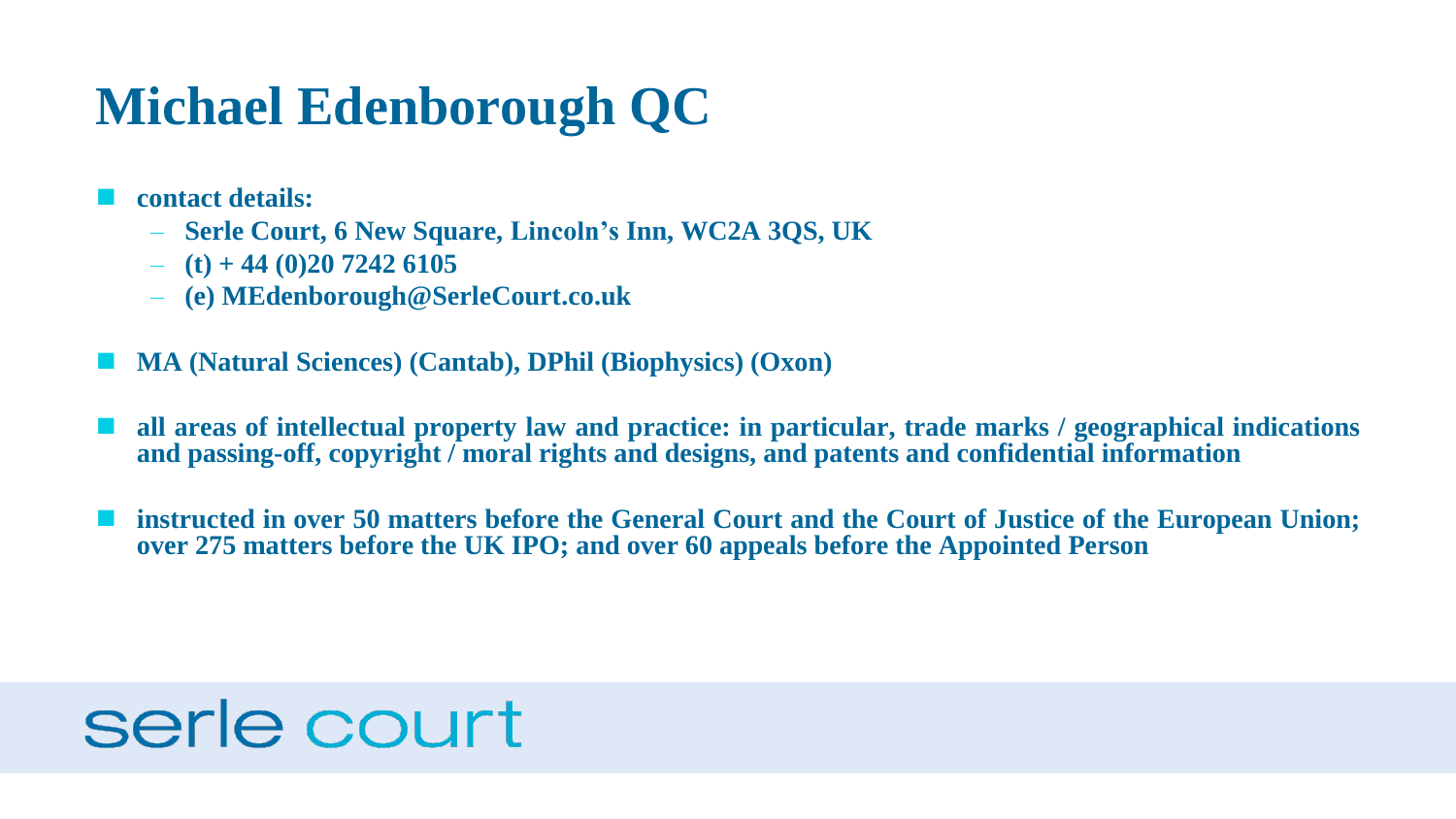# Michael Edenborough QC

- **contact details:**
  - **Serle Court, 6 New Square, Lincoln's Inn, WC2A 3QS, UK**
  - **(t) + 44 (0)20 7242 6105**
  - **(e) MEdenborough@SerleCourt.co.uk**

- **MA (Natural Sciences) (Cantab), DPhil (Biophysics) (Oxon)**

- **all areas of intellectual property law and practice: in particular, trade marks / geographical indications and passing-off, copyright / moral rights and designs, and patents and confidential information**

- **instructed in over 50 matters before the General Court and the Court of Justice of the European Union; over 275 matters before the UK IPO; and over 60 appeals before the Appointed Person**

serle court